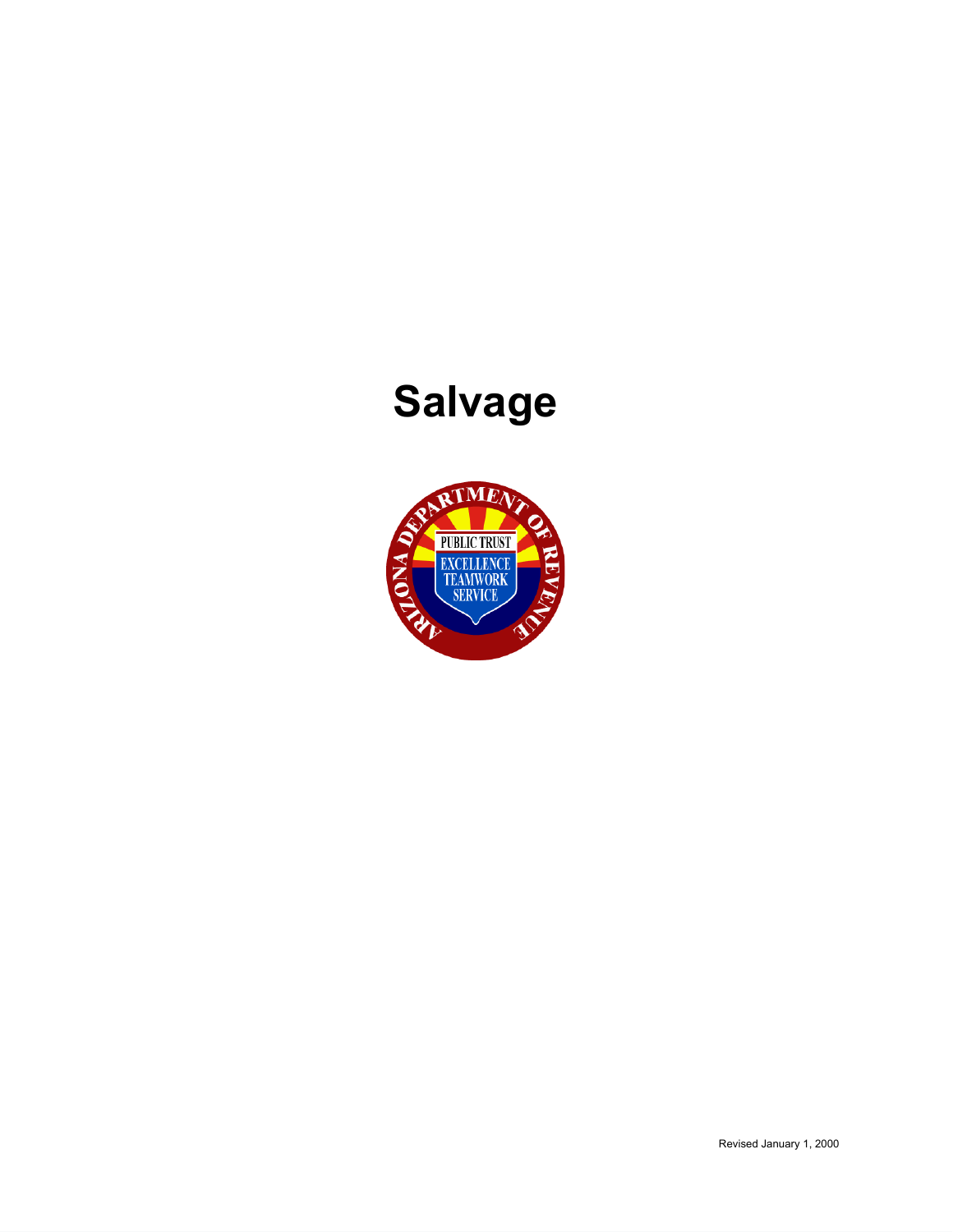# Salvage

Revised January 1, 2000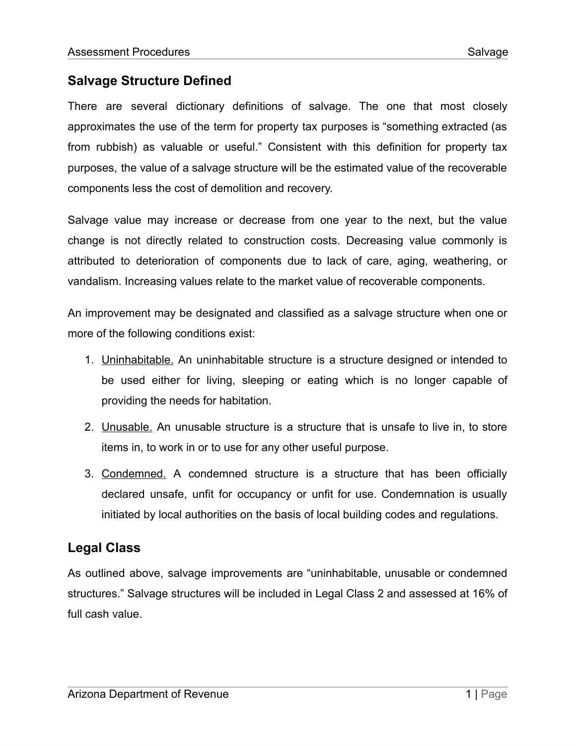## Salvage Structure Defined

There are several dictionary definitions of salvage. The one that most closely approximates the use of the term for property tax purposes is "something extracted (as from rubbish) as valuable or useful." Consistent with this definition for property tax purposes, the value of a salvage structure will be the estimated value of the recoverable components less the cost of demolition and recovery.

Salvage value may increase or decrease from one year to the next, but the value change is not directly related to construction costs. Decreasing value commonly is attributed to deterioration of components due to lack of care, aging, weathering, or vandalism. Increasing values relate to the market value of recoverable components.

An improvement may be designated and classified as a salvage structure when one or more of the following conditions exist:

1. Uninhabitable. An uninhabitable structure is a structure designed or intended to be used either for living, sleeping or eating which is no longer capable of providing the needs for habitation.
2. Unusable. An unusable structure is a structure that is unsafe to live in, to store items in, to work in or to use for any other useful purpose.
3. Condemned. A condemned structure is a structure that has been officially declared unsafe, unfit for occupancy or unfit for use. Condemnation is usually initiated by local authorities on the basis of local building codes and regulations.

## Legal Class

As outlined above, salvage improvements are "uninhabitable, unusable or condemned structures." Salvage structures will be included in Legal Class 2 and assessed at 16% of full cash value.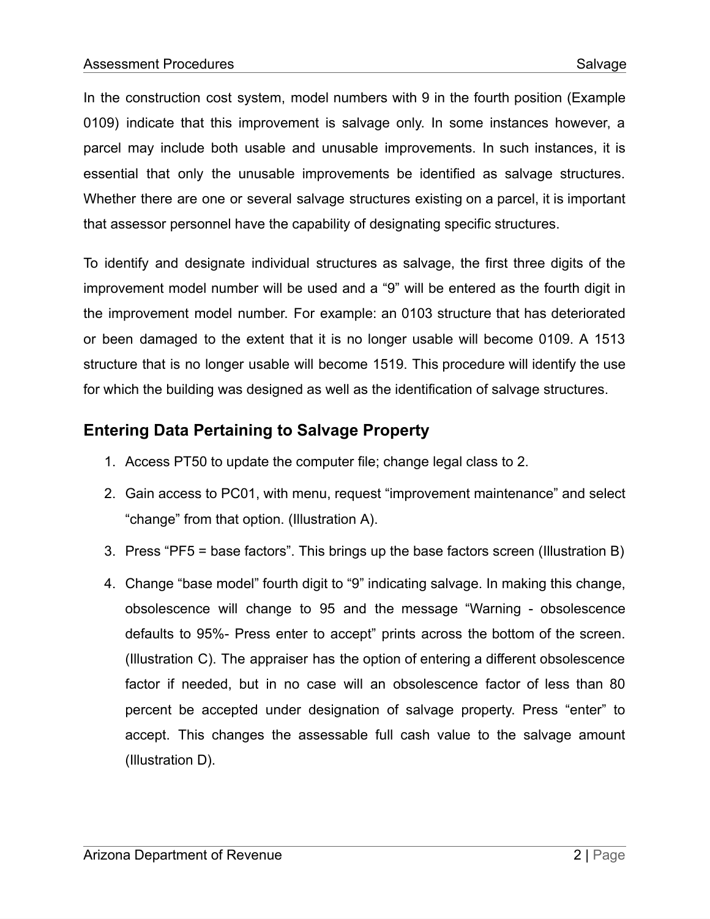In the construction cost system, model numbers with 9 in the fourth position (Example 0109) indicate that this improvement is salvage only. In some instances however, a parcel may include both usable and unusable improvements. In such instances, it is essential that only the unusable improvements be identified as salvage structures. Whether there are one or several salvage structures existing on a parcel, it is important that assessor personnel have the capability of designating specific structures.

To identify and designate individual structures as salvage, the first three digits of the improvement model number will be used and a “9” will be entered as the fourth digit in the improvement model number. For example: an 0103 structure that has deteriorated or been damaged to the extent that it is no longer usable will become 0109. A 1513 structure that is no longer usable will become 1519. This procedure will identify the use for which the building was designed as well as the identification of salvage structures.

## Entering Data Pertaining to Salvage Property

1. Access PT50 to update the computer file; change legal class to 2.
2. Gain access to PC01, with menu, request “improvement maintenance” and select “change” from that option. (Illustration A).
3. Press “PF5 = base factors”. This brings up the base factors screen (Illustration B)
4. Change “base model” fourth digit to “9” indicating salvage. In making this change, obsolescence will change to 95 and the message “Warning - obsolescence defaults to 95%- Press enter to accept” prints across the bottom of the screen. (Illustration C). The appraiser has the option of entering a different obsolescence factor if needed, but in no case will an obsolescence factor of less than 80 percent be accepted under designation of salvage property. Press “enter” to accept. This changes the assessable full cash value to the salvage amount (Illustration D).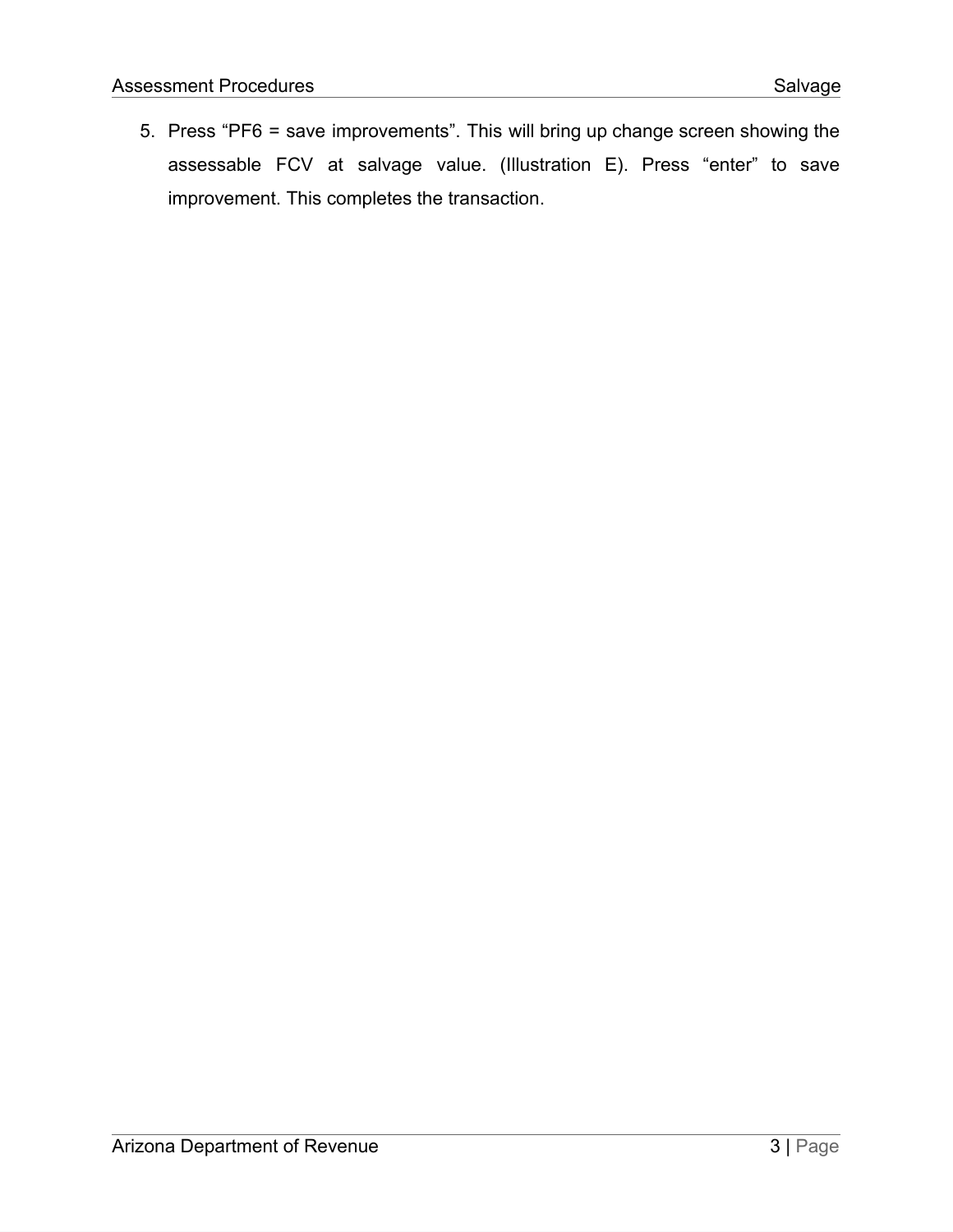5. Press “PF6 = save improvements”. This will bring up change screen showing the assessable FCV at salvage value. (Illustration E). Press “enter” to save improvement. This completes the transaction.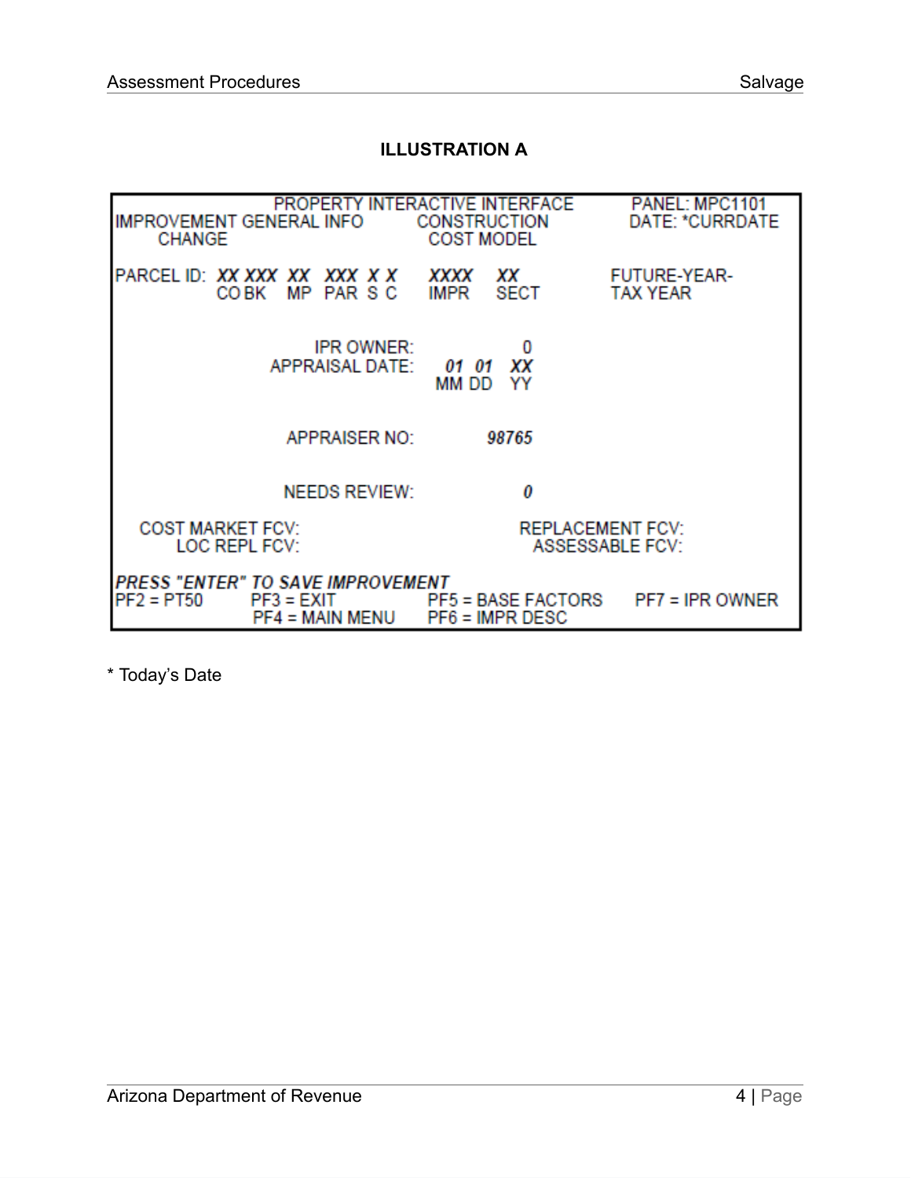## ILLUSTRATION A

```
                    PROPERTY INTERACTIVE INTERFACE            PANEL: MPC1101
IMPROVEMENT GENERAL INFO        CONSTRUCTION                  DATE: *CURRDATE
    CHANGE                       COST MODEL

PARCEL ID:  XX XXX  XX   XXX  X X    XXXX    XX               FUTURE-YEAR-
            CO BK   MP   PAR  S C    IMPR    SECT             TAX YEAR


                          IPR OWNER:            0
                     APPRAISAL DATE:     01  01  XX
                                         MM  DD  YY

                       APPRAISER NO:        98765


                       NEEDS REVIEW:            0

   COST MARKET FCV:                               REPLACEMENT FCV:
      LOC REPL FCV:                                 ASSESSABLE FCV:

PRESS "ENTER" TO SAVE IMPROVEMENT
PF2 = PT50      PF3 = EXIT          PF5 = BASE FACTORS    PF7 = IPR OWNER
                PF4 = MAIN MENU     PF6 = IMPR DESC
```

* Today's Date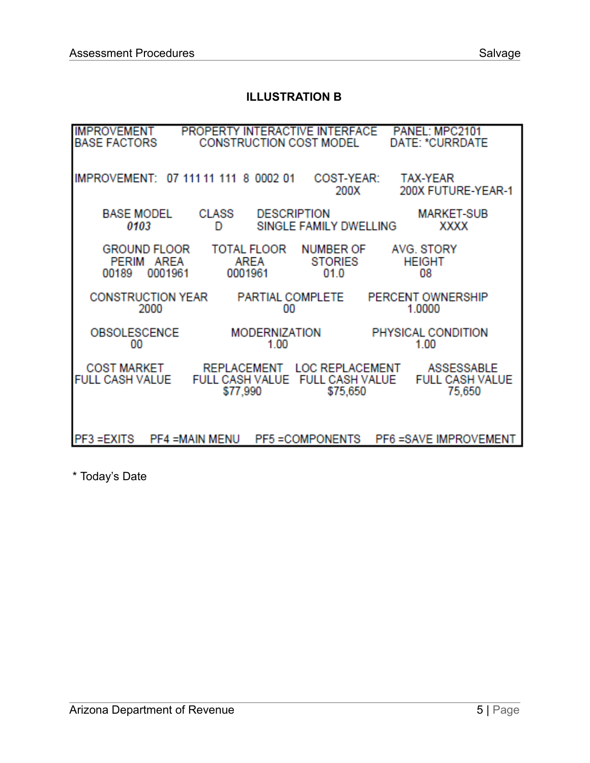**ILLUSTRATION B**

```
IMPROVEMENT        PROPERTY INTERACTIVE INTERFACE     PANEL: MPC2101
BASE FACTORS          CONSTRUCTION COST MODEL        DATE: *CURRDATE


IMPROVEMENT:  07 111 11 111  8  0002 01    COST-YEAR:      TAX-YEAR
                                                200X       200X FUTURE-YEAR-1

     BASE MODEL       CLASS      DESCRIPTION                  MARKET-SUB
        0103            D        SINGLE FAMILY DWELLING          XXXX

     GROUND FLOOR      TOTAL FLOOR    NUMBER OF      AVG. STORY
      PERIM   AREA        AREA          STORIES         HEIGHT
     00189   0001961     0001961          01.0             08

   CONSTRUCTION YEAR        PARTIAL COMPLETE       PERCENT OWNERSHIP
         2000                      00                   1.0000

   OBSOLESCENCE             MODERNIZATION            PHYSICAL CONDITION
        00                       1.00                        1.00

   COST MARKET        REPLACEMENT    LOC REPLACEMENT      ASSESSABLE
 FULL CASH VALUE    FULL CASH VALUE  FULL CASH VALUE   FULL CASH VALUE
                        $77,990         $75,650            75,650


PF3 =EXITS    PF4 =MAIN MENU    PF5 =COMPONENTS    PF6 =SAVE IMPROVEMENT
```

* Today's Date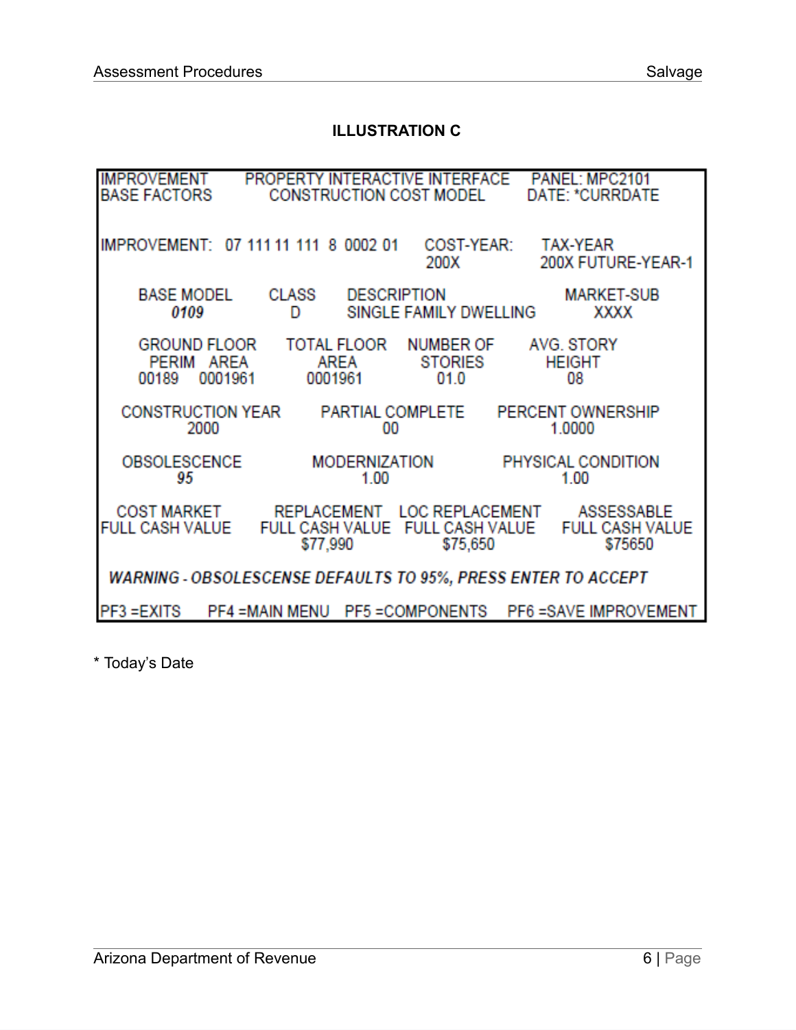## ILLUSTRATION C

```
IMPROVEMENT        PROPERTY INTERACTIVE INTERFACE    PANEL: MPC2101
BASE FACTORS         CONSTRUCTION COST MODEL         DATE: *CURRDATE

IMPROVEMENT:  07 111 11 111  8  0002 01    COST-YEAR:    TAX-YEAR
                                           200X          200X FUTURE-YEAR-1

   BASE MODEL     CLASS    DESCRIPTION                      MARKET-SUB
   0109           D        SINGLE FAMILY DWELLING           XXXX

   GROUND FLOOR      TOTAL FLOOR    NUMBER OF     AVG. STORY
   PERIM   AREA      AREA           STORIES       HEIGHT
   00189   0001961   0001961        01.0          08

  CONSTRUCTION YEAR      PARTIAL COMPLETE      PERCENT OWNERSHIP
  2000                   00                    1.0000

  OBSOLESCENCE           MODERNIZATION         PHYSICAL CONDITION
  95                     1.00                  1.00

 COST MARKET         REPLACEMENT      LOC REPLACEMENT      ASSESSABLE
 FULL CASH VALUE     FULL CASH VALUE  FULL CASH VALUE      FULL CASH VALUE
                     $77,990          $75,650              $75650

 WARNING - OBSOLESCENSE DEFAULTS TO 95%, PRESS ENTER TO ACCEPT

PF3 =EXITS    PF4 =MAIN MENU   PF5 =COMPONENTS    PF6 =SAVE IMPROVEMENT
```

* Today's Date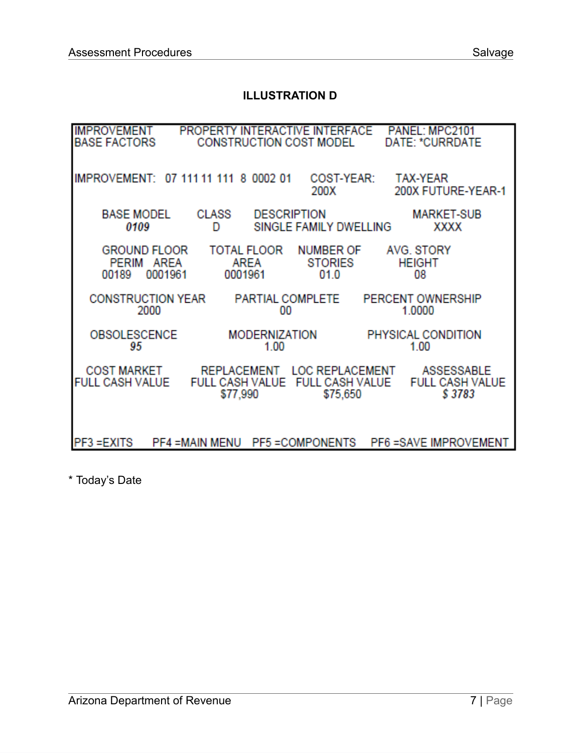**ILLUSTRATION D**

```
IMPROVEMENT       PROPERTY INTERACTIVE INTERFACE     PANEL: MPC2101
BASE FACTORS          CONSTRUCTION COST MODEL        DATE: *CURRDATE


IMPROVEMENT:  07 111 11 111  8  0002 01     COST-YEAR:      TAX-YEAR
                                            200X            200X FUTURE-YEAR-1

      BASE MODEL      CLASS     DESCRIPTION                    MARKET-SUB
        0109            D       SINGLE FAMILY DWELLING           XXXX

      GROUND FLOOR      TOTAL FLOOR     NUMBER OF       AVG. STORY
       PERIM   AREA        AREA          STORIES          HEIGHT
      00189   0001961     0001961         01.0              08

    CONSTRUCTION YEAR        PARTIAL COMPLETE       PERCENT OWNERSHIP
          2000                     00                    1.0000

    OBSOLESCENCE             MODERNIZATION           PHYSICAL CONDITION
         95                       1.00                      1.00

    COST MARKET          REPLACEMENT     LOC REPLACEMENT       ASSESSABLE
  FULL CASH VALUE     FULL CASH VALUE   FULL CASH VALUE    FULL CASH VALUE
                          $77,990           $75,650             $ 3783


PF3 =EXITS     PF4 =MAIN MENU    PF5 =COMPONENTS     PF6 =SAVE IMPROVEMENT
```

* Today's Date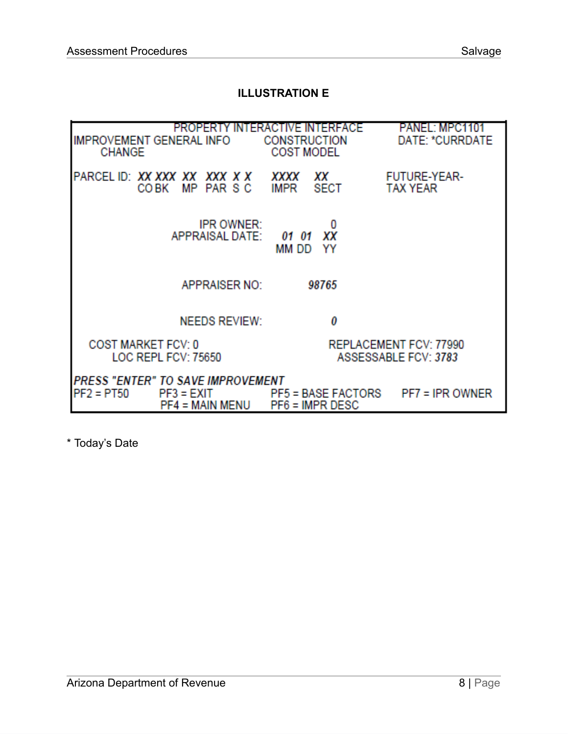**ILLUSTRATION E**

```
                  PROPERTY INTERACTIVE INTERFACE               PANEL: MPC1101
IMPROVEMENT GENERAL INFO          CONSTRUCTION                 DATE: *CURRDATE
      CHANGE                       COST MODEL

PARCEL ID:  XX XXX  XX   XXX  X X   XXXX    XX                FUTURE-YEAR-
            CO BK   MP   PAR  S C   IMPR    SECT              TAX YEAR

                       IPR OWNER:           0
                  APPRAISAL DATE:     01  01  XX
                                      MM  DD  YY

                     APPRAISER NO:        98765

                     NEEDS REVIEW:          0

    COST MARKET FCV: 0                          REPLACEMENT FCV: 77990
       LOC REPL FCV: 75650                       ASSESSABLE FCV: 3783

PRESS "ENTER" TO SAVE IMPROVEMENT
PF2 = PT50       PF3 = EXIT         PF5 = BASE FACTORS     PF7 = IPR OWNER
                 PF4 = MAIN MENU    PF6 = IMPR DESC
```

* Today's Date